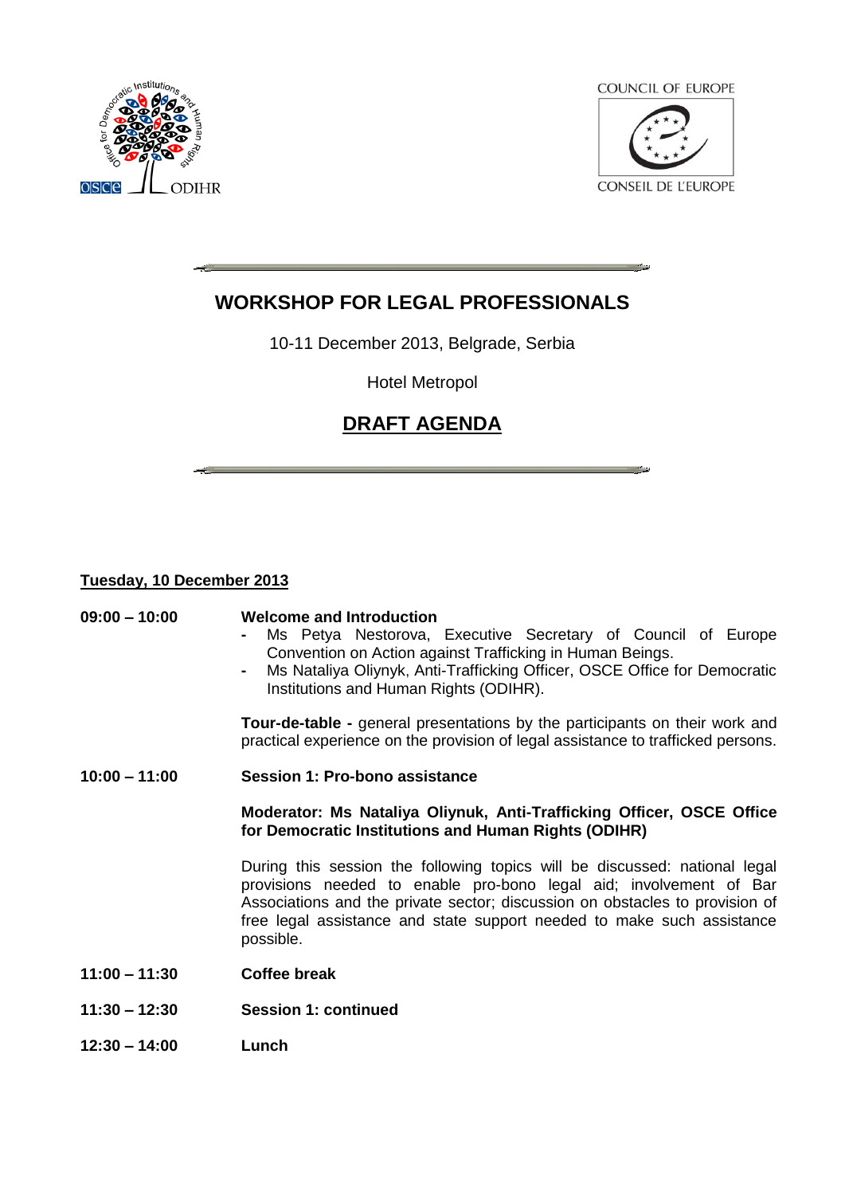# WORKSHOP FOR LEGAL PROFESSIONALS

10-11 December 2013, Belgrade, Serbia

Hotel Metropol

## DRAFT AGENDA

**Tuesday, 10 December 2013**

**09:00 – 10:00** **Welcome and Introduction**

- Ms Petya Nestorova, Executive Secretary of Council of Europe Convention on Action against Trafficking in Human Beings.
- Ms Nataliya Oliynyk, Anti-Trafficking Officer, OSCE Office for Democratic Institutions and Human Rights (ODIHR).

**Tour-de-table -** general presentations by the participants on their work and practical experience on the provision of legal assistance to trafficked persons.

**10:00 – 11:00** **Session 1: Pro-bono assistance**

**Moderator: Ms Nataliya Oliynuk, Anti-Trafficking Officer, OSCE Office for Democratic Institutions and Human Rights (ODIHR)**

During this session the following topics will be discussed: national legal provisions needed to enable pro-bono legal aid; involvement of Bar Associations and the private sector; discussion on obstacles to provision of free legal assistance and state support needed to make such assistance possible.

**11:00 – 11:30** **Coffee break**

**11:30 – 12:30** **Session 1: continued**

**12:30 – 14:00** **Lunch**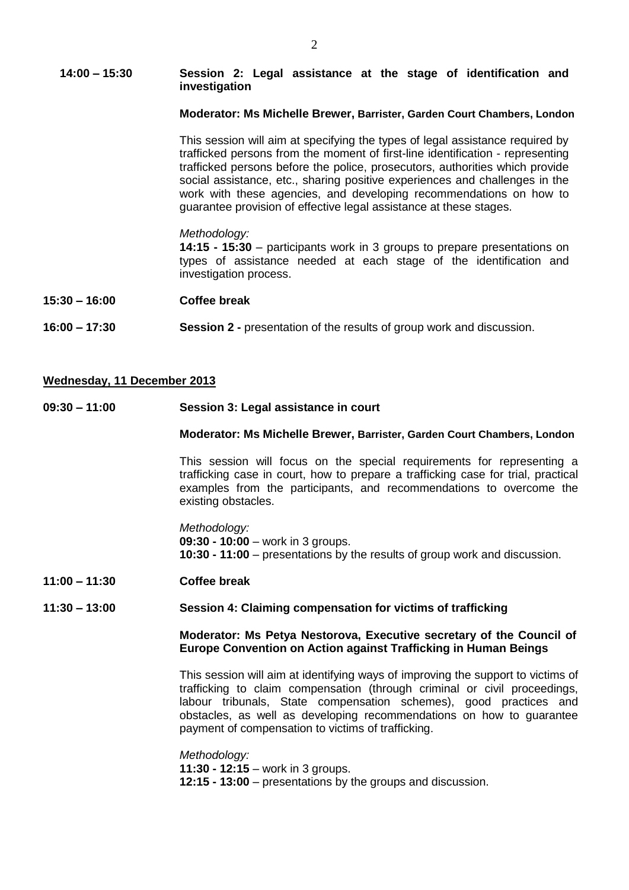**14:00 – 15:30** **Session 2: Legal assistance at the stage of identification and investigation**

**Moderator: Ms Michelle Brewer, Barrister, Garden Court Chambers, London**

This session will aim at specifying the types of legal assistance required by trafficked persons from the moment of first-line identification - representing trafficked persons before the police, prosecutors, authorities which provide social assistance, etc., sharing positive experiences and challenges in the work with these agencies, and developing recommendations on how to guarantee provision of effective legal assistance at these stages.

*Methodology:*
**14:15 - 15:30** – participants work in 3 groups to prepare presentations on types of assistance needed at each stage of the identification and investigation process.

**15:30 – 16:00** **Coffee break**

**16:00 – 17:30** **Session 2 -** presentation of the results of group work and discussion.

**Wednesday, 11 December 2013**

**09:30 – 11:00** **Session 3: Legal assistance in court**

**Moderator: Ms Michelle Brewer, Barrister, Garden Court Chambers, London**

This session will focus on the special requirements for representing a trafficking case in court, how to prepare a trafficking case for trial, practical examples from the participants, and recommendations to overcome the existing obstacles.

*Methodology:*
**09:30 - 10:00** – work in 3 groups.
**10:30 - 11:00** – presentations by the results of group work and discussion.

**11:00 – 11:30** **Coffee break**

**11:30 – 13:00** **Session 4: Claiming compensation for victims of trafficking**

**Moderator: Ms Petya Nestorova, Executive secretary of the Council of Europe Convention on Action against Trafficking in Human Beings**

This session will aim at identifying ways of improving the support to victims of trafficking to claim compensation (through criminal or civil proceedings, labour tribunals, State compensation schemes), good practices and obstacles, as well as developing recommendations on how to guarantee payment of compensation to victims of trafficking.

*Methodology:*
**11:30 - 12:15** – work in 3 groups.
**12:15 - 13:00** – presentations by the groups and discussion.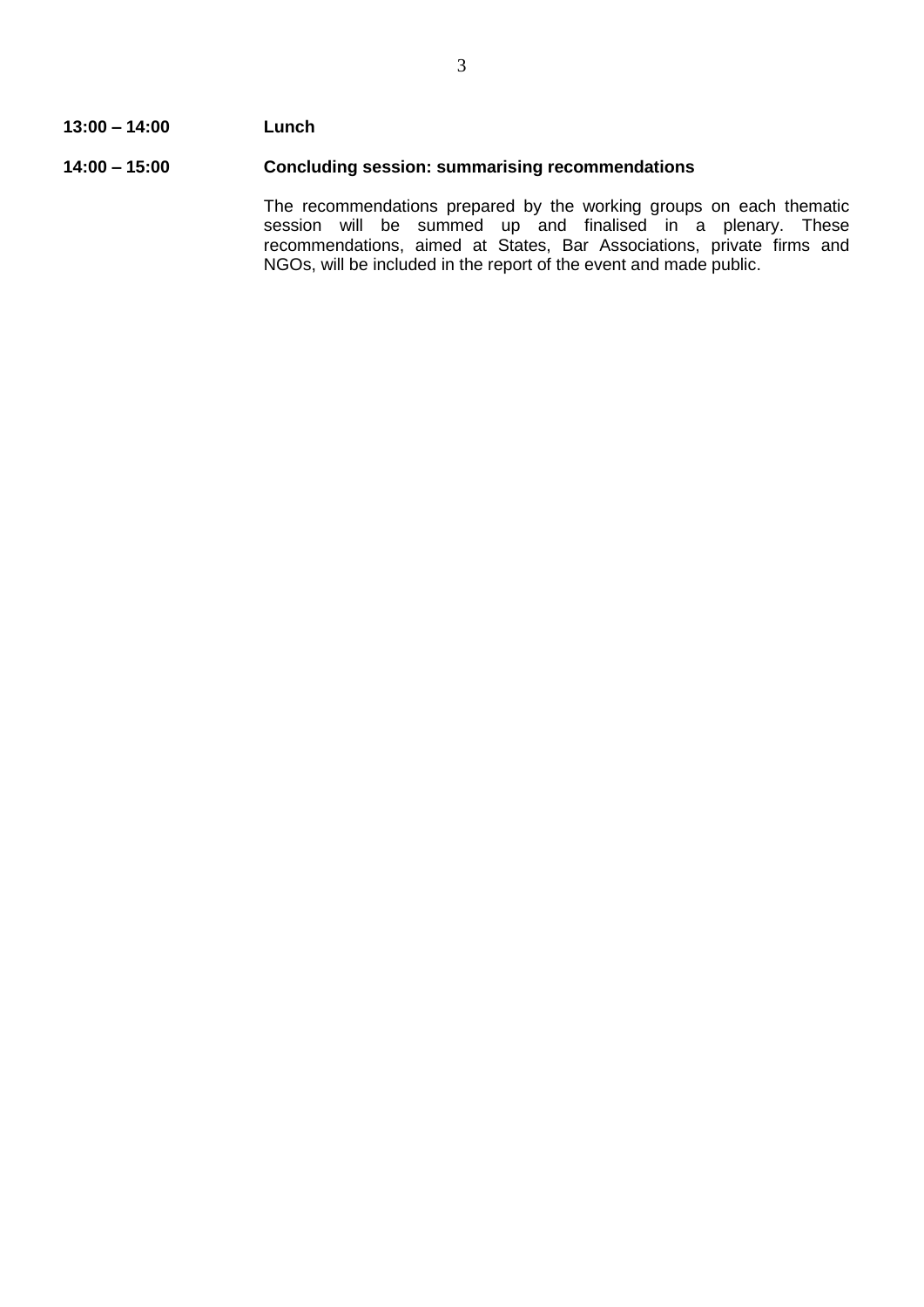**13:00 – 14:00** **Lunch**

**14:00 – 15:00** **Concluding session: summarising recommendations**

The recommendations prepared by the working groups on each thematic session will be summed up and finalised in a plenary. These recommendations, aimed at States, Bar Associations, private firms and NGOs, will be included in the report of the event and made public.